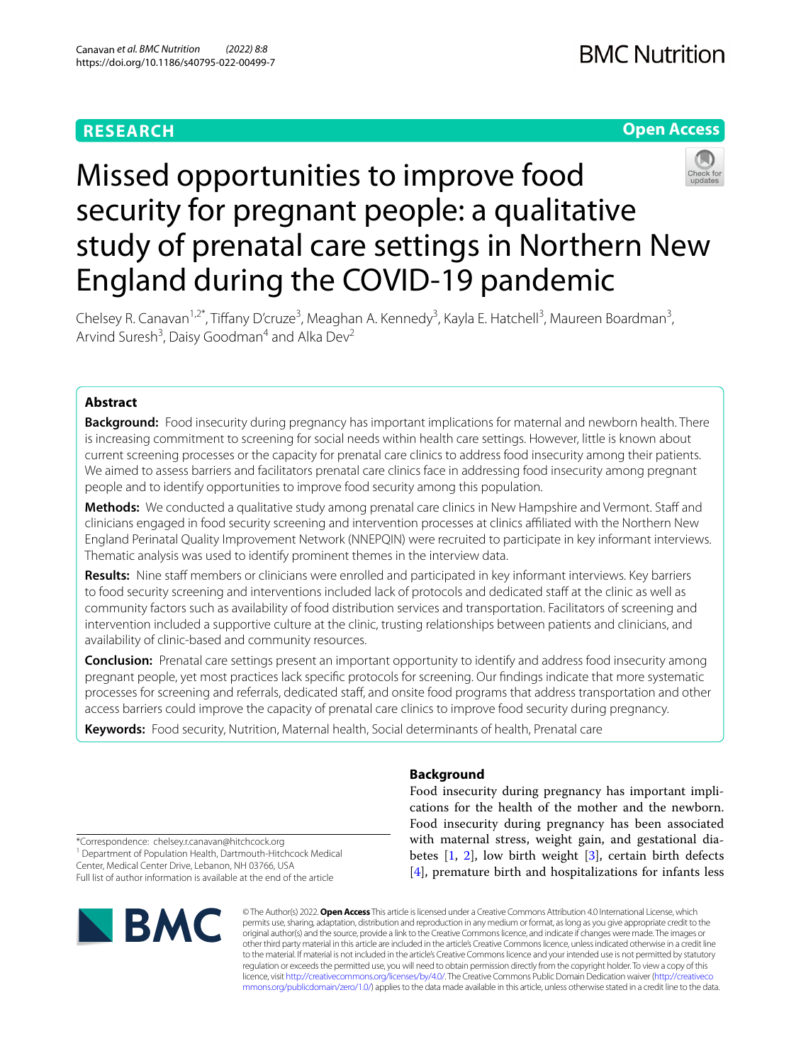RESEARCH

Open Access

# Missed opportunities to improve food security for pregnant people: a qualitative study of prenatal care settings in Northern New England during the COVID-19 pandemic

Chelsey R. Canavan[1,2*], Tiffany D'cruze[3], Meaghan A. Kennedy[3], Kayla E. Hatchell[3], Maureen Boardman[3], Arvind Suresh[3], Daisy Goodman[4] and Alka Dev[2]

## Abstract

**Background:** Food insecurity during pregnancy has important implications for maternal and newborn health. There is increasing commitment to screening for social needs within health care settings. However, little is known about current screening processes or the capacity for prenatal care clinics to address food insecurity among their patients. We aimed to assess barriers and facilitators prenatal care clinics face in addressing food insecurity among pregnant people and to identify opportunities to improve food security among this population.

**Methods:** We conducted a qualitative study among prenatal care clinics in New Hampshire and Vermont. Staff and clinicians engaged in food security screening and intervention processes at clinics affiliated with the Northern New England Perinatal Quality Improvement Network (NNEPQIN) were recruited to participate in key informant interviews. Thematic analysis was used to identify prominent themes in the interview data.

**Results:** Nine staff members or clinicians were enrolled and participated in key informant interviews. Key barriers to food security screening and interventions included lack of protocols and dedicated staff at the clinic as well as community factors such as availability of food distribution services and transportation. Facilitators of screening and intervention included a supportive culture at the clinic, trusting relationships between patients and clinicians, and availability of clinic-based and community resources.

**Conclusion:** Prenatal care settings present an important opportunity to identify and address food insecurity among pregnant people, yet most practices lack specific protocols for screening. Our findings indicate that more systematic processes for screening and referrals, dedicated staff, and onsite food programs that address transportation and other access barriers could improve the capacity of prenatal care clinics to improve food security during pregnancy.

**Keywords:** Food security, Nutrition, Maternal health, Social determinants of health, Prenatal care

## Background

Food insecurity during pregnancy has important implications for the health of the mother and the newborn. Food insecurity during pregnancy has been associated with maternal stress, weight gain, and gestational diabetes [1, 2], low birth weight [3], certain birth defects [4], premature birth and hospitalizations for infants less

*Correspondence: chelsey.r.canavan@hitchcock.org
[1] Department of Population Health, Dartmouth-Hitchcock Medical Center, Medical Center Drive, Lebanon, NH 03766, USA
Full list of author information is available at the end of the article

© The Author(s) 2022. **Open Access** This article is licensed under a Creative Commons Attribution 4.0 International License, which permits use, sharing, adaptation, distribution and reproduction in any medium or format, as long as you give appropriate credit to the original author(s) and the source, provide a link to the Creative Commons licence, and indicate if changes were made. The images or other third party material in this article are included in the article's Creative Commons licence, unless indicated otherwise in a credit line to the material. If material is not included in the article's Creative Commons licence and your intended use is not permitted by statutory regulation or exceeds the permitted use, you will need to obtain permission directly from the copyright holder. To view a copy of this licence, visit http://creativecommons.org/licenses/by/4.0/. The Creative Commons Public Domain Dedication waiver (http://creativecommons.org/publicdomain/zero/1.0/) applies to the data made available in this article, unless otherwise stated in a credit line to the data.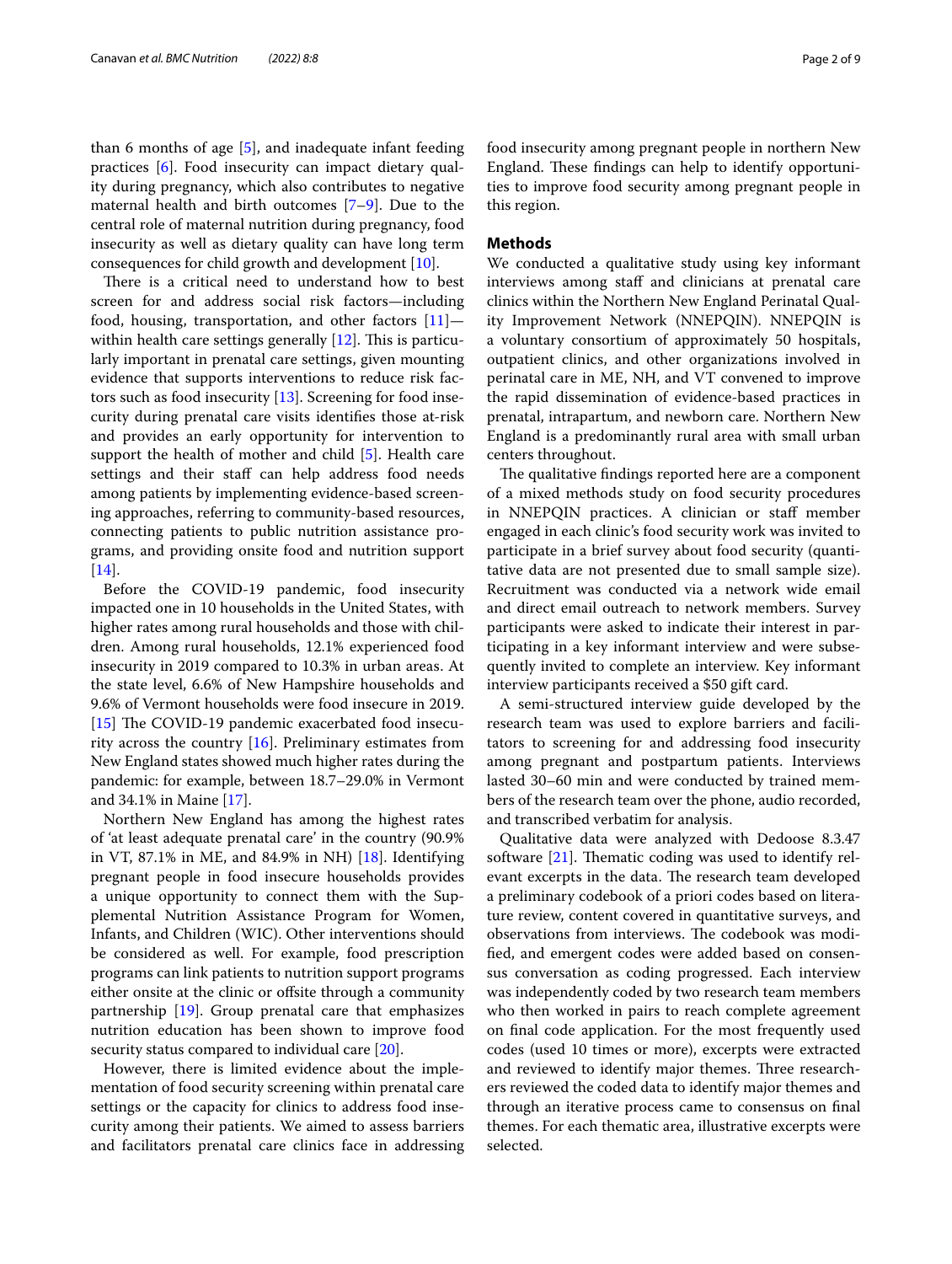than 6 months of age [5], and inadequate infant feeding practices [6]. Food insecurity can impact dietary quality during pregnancy, which also contributes to negative maternal health and birth outcomes [7–9]. Due to the central role of maternal nutrition during pregnancy, food insecurity as well as dietary quality can have long term consequences for child growth and development [10].

There is a critical need to understand how to best screen for and address social risk factors—including food, housing, transportation, and other factors [11]—within health care settings generally [12]. This is particularly important in prenatal care settings, given mounting evidence that supports interventions to reduce risk factors such as food insecurity [13]. Screening for food insecurity during prenatal care visits identifies those at-risk and provides an early opportunity for intervention to support the health of mother and child [5]. Health care settings and their staff can help address food needs among patients by implementing evidence-based screening approaches, referring to community-based resources, connecting patients to public nutrition assistance programs, and providing onsite food and nutrition support [14].

Before the COVID-19 pandemic, food insecurity impacted one in 10 households in the United States, with higher rates among rural households and those with children. Among rural households, 12.1% experienced food insecurity in 2019 compared to 10.3% in urban areas. At the state level, 6.6% of New Hampshire households and 9.6% of Vermont households were food insecure in 2019. [15] The COVID-19 pandemic exacerbated food insecurity across the country [16]. Preliminary estimates from New England states showed much higher rates during the pandemic: for example, between 18.7–29.0% in Vermont and 34.1% in Maine [17].

Northern New England has among the highest rates of 'at least adequate prenatal care' in the country (90.9% in VT, 87.1% in ME, and 84.9% in NH) [18]. Identifying pregnant people in food insecure households provides a unique opportunity to connect them with the Supplemental Nutrition Assistance Program for Women, Infants, and Children (WIC). Other interventions should be considered as well. For example, food prescription programs can link patients to nutrition support programs either onsite at the clinic or offsite through a community partnership [19]. Group prenatal care that emphasizes nutrition education has been shown to improve food security status compared to individual care [20].

However, there is limited evidence about the implementation of food security screening within prenatal care settings or the capacity for clinics to address food insecurity among their patients. We aimed to assess barriers and facilitators prenatal care clinics face in addressing food insecurity among pregnant people in northern New England. These findings can help to identify opportunities to improve food security among pregnant people in this region.

## Methods

We conducted a qualitative study using key informant interviews among staff and clinicians at prenatal care clinics within the Northern New England Perinatal Quality Improvement Network (NNEPQIN). NNEPQIN is a voluntary consortium of approximately 50 hospitals, outpatient clinics, and other organizations involved in perinatal care in ME, NH, and VT convened to improve the rapid dissemination of evidence-based practices in prenatal, intrapartum, and newborn care. Northern New England is a predominantly rural area with small urban centers throughout.

The qualitative findings reported here are a component of a mixed methods study on food security procedures in NNEPQIN practices. A clinician or staff member engaged in each clinic's food security work was invited to participate in a brief survey about food security (quantitative data are not presented due to small sample size). Recruitment was conducted via a network wide email and direct email outreach to network members. Survey participants were asked to indicate their interest in participating in a key informant interview and were subsequently invited to complete an interview. Key informant interview participants received a $50 gift card.

A semi-structured interview guide developed by the research team was used to explore barriers and facilitators to screening for and addressing food insecurity among pregnant and postpartum patients. Interviews lasted 30–60 min and were conducted by trained members of the research team over the phone, audio recorded, and transcribed verbatim for analysis.

Qualitative data were analyzed with Dedoose 8.3.47 software [21]. Thematic coding was used to identify relevant excerpts in the data. The research team developed a preliminary codebook of a priori codes based on literature review, content covered in quantitative surveys, and observations from interviews. The codebook was modified, and emergent codes were added based on consensus conversation as coding progressed. Each interview was independently coded by two research team members who then worked in pairs to reach complete agreement on final code application. For the most frequently used codes (used 10 times or more), excerpts were extracted and reviewed to identify major themes. Three researchers reviewed the coded data to identify major themes and through an iterative process came to consensus on final themes. For each thematic area, illustrative excerpts were selected.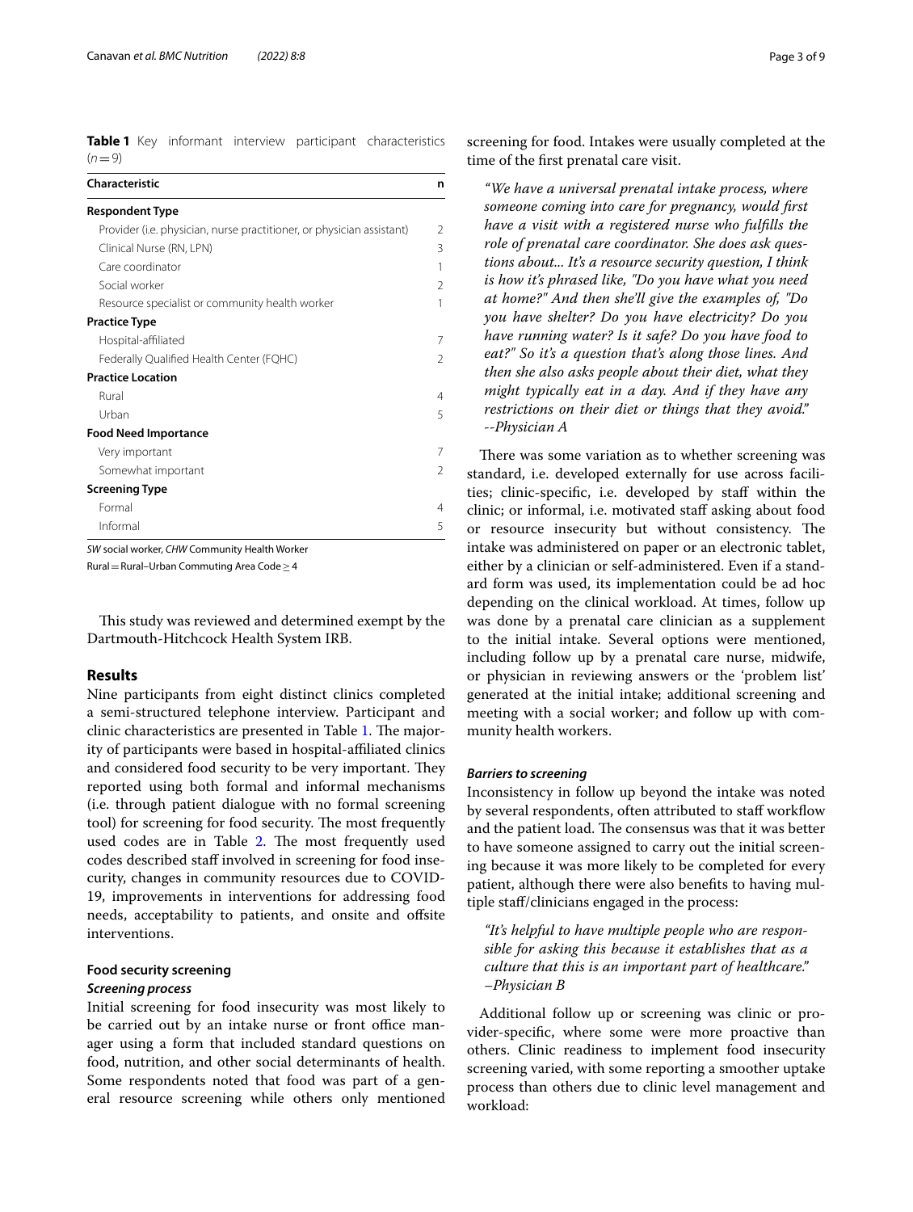**Table 1** Key informant interview participant characteristics ($n = 9$)

| Characteristic | n |
| --- | --- |
| **Respondent Type** | |
| Provider (i.e. physician, nurse practitioner, or physician assistant) | 2 |
| Clinical Nurse (RN, LPN) | 3 |
| Care coordinator | 1 |
| Social worker | 2 |
| Resource specialist or community health worker | 1 |
| **Practice Type** | |
| Hospital-affiliated | 7 |
| Federally Qualified Health Center (FQHC) | 2 |
| **Practice Location** | |
| Rural | 4 |
| Urban | 5 |
| **Food Need Importance** | |
| Very important | 7 |
| Somewhat important | 2 |
| **Screening Type** | |
| Formal | 4 |
| Informal | 5 |

*SW* social worker, *CHW* Community Health Worker

Rural = Rural–Urban Commuting Area Code ≥ 4

This study was reviewed and determined exempt by the Dartmouth-Hitchcock Health System IRB.

## Results

Nine participants from eight distinct clinics completed a semi-structured telephone interview. Participant and clinic characteristics are presented in Table 1. The majority of participants were based in hospital-affiliated clinics and considered food security to be very important. They reported using both formal and informal mechanisms (i.e. through patient dialogue with no formal screening tool) for screening for food security. The most frequently used codes are in Table 2. The most frequently used codes described staff involved in screening for food insecurity, changes in community resources due to COVID-19, improvements in interventions for addressing food needs, acceptability to patients, and onsite and offsite interventions.

### Food security screening

#### *Screening process*

Initial screening for food insecurity was most likely to be carried out by an intake nurse or front office manager using a form that included standard questions on food, nutrition, and other social determinants of health. Some respondents noted that food was part of a general resource screening while others only mentioned screening for food. Intakes were usually completed at the time of the first prenatal care visit.

> *"We have a universal prenatal intake process, where someone coming into care for pregnancy, would first have a visit with a registered nurse who fulfills the role of prenatal care coordinator. She does ask questions about... It's a resource security question, I think is how it's phrased like, "Do you have what you need at home?" And then she'll give the examples of, "Do you have shelter? Do you have electricity? Do you have running water? Is it safe? Do you have food to eat?" So it's a question that's along those lines. And then she also asks people about their diet, what they might typically eat in a day. And if they have any restrictions on their diet or things that they avoid." --Physician A*

There was some variation as to whether screening was standard, i.e. developed externally for use across facilities; clinic-specific, i.e. developed by staff within the clinic; or informal, i.e. motivated staff asking about food or resource insecurity but without consistency. The intake was administered on paper or an electronic tablet, either by a clinician or self-administered. Even if a standard form was used, its implementation could be ad hoc depending on the clinical workload. At times, follow up was done by a prenatal care clinician as a supplement to the initial intake. Several options were mentioned, including follow up by a prenatal care nurse, midwife, or physician in reviewing answers or the 'problem list' generated at the initial intake; additional screening and meeting with a social worker; and follow up with community health workers.

#### *Barriers to screening*

Inconsistency in follow up beyond the intake was noted by several respondents, often attributed to staff workflow and the patient load. The consensus was that it was better to have someone assigned to carry out the initial screening because it was more likely to be completed for every patient, although there were also benefits to having multiple staff/clinicians engaged in the process:

> *"It's helpful to have multiple people who are responsible for asking this because it establishes that as a culture that this is an important part of healthcare." –Physician B*

Additional follow up or screening was clinic or provider-specific, where some were more proactive than others. Clinic readiness to implement food insecurity screening varied, with some reporting a smoother uptake process than others due to clinic level management and workload: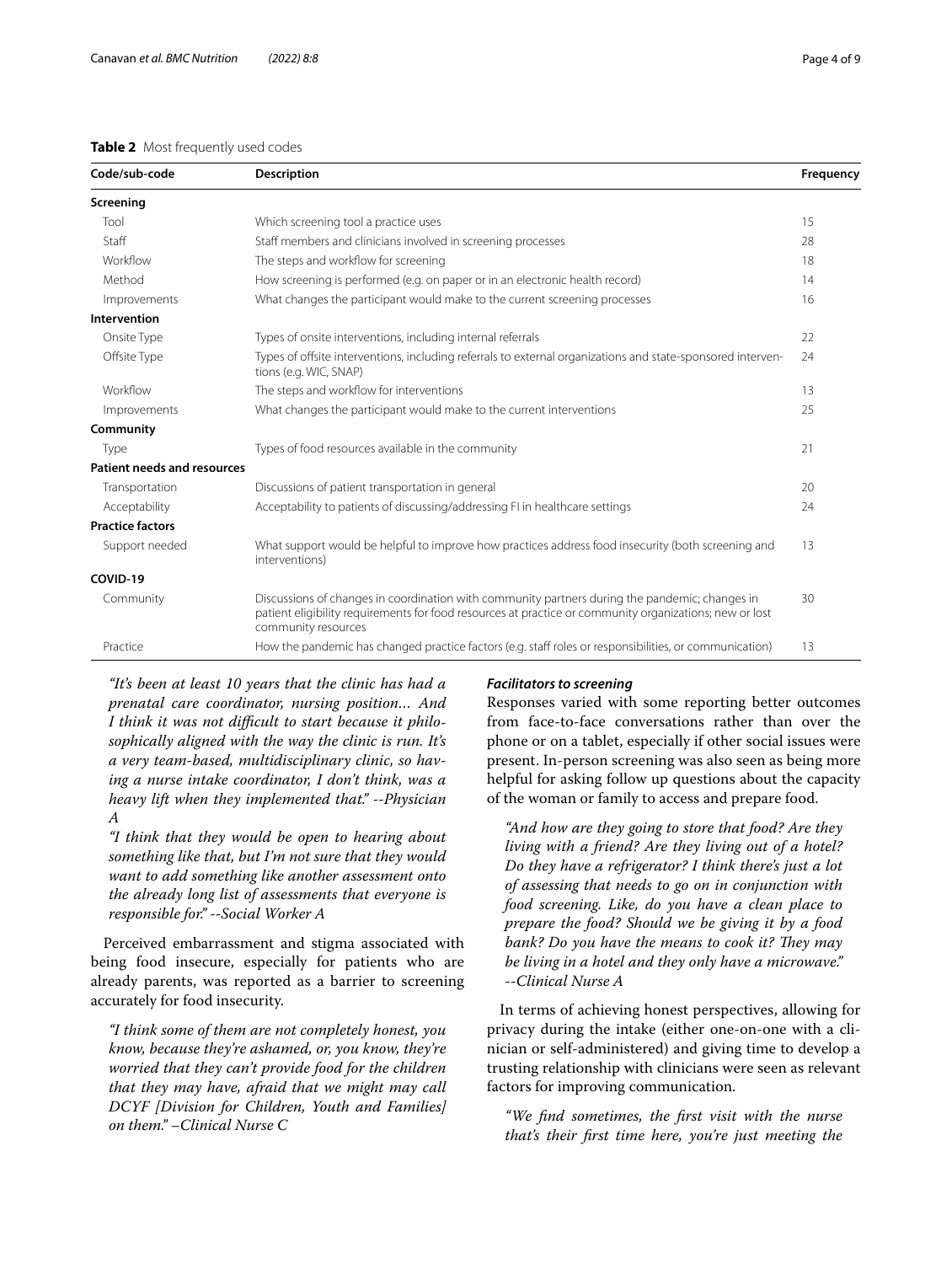**Table 2** Most frequently used codes

| Code/sub-code | Description | Frequency |
|---|---|---|
| **Screening** | | |
| Tool | Which screening tool a practice uses | 15 |
| Staff | Staff members and clinicians involved in screening processes | 28 |
| Workflow | The steps and workflow for screening | 18 |
| Method | How screening is performed (e.g. on paper or in an electronic health record) | 14 |
| Improvements | What changes the participant would make to the current screening processes | 16 |
| **Intervention** | | |
| Onsite Type | Types of onsite interventions, including internal referrals | 22 |
| Offsite Type | Types of offsite interventions, including referrals to external organizations and state-sponsored interventions (e.g. WIC, SNAP) | 24 |
| Workflow | The steps and workflow for interventions | 13 |
| Improvements | What changes the participant would make to the current interventions | 25 |
| **Community** | | |
| Type | Types of food resources available in the community | 21 |
| **Patient needs and resources** | | |
| Transportation | Discussions of patient transportation in general | 20 |
| Acceptability | Acceptability to patients of discussing/addressing FI in healthcare settings | 24 |
| **Practice factors** | | |
| Support needed | What support would be helpful to improve how practices address food insecurity (both screening and interventions) | 13 |
| **COVID-19** | | |
| Community | Discussions of changes in coordination with community partners during the pandemic; changes in patient eligibility requirements for food resources at practice or community organizations; new or lost community resources | 30 |
| Practice | How the pandemic has changed practice factors (e.g. staff roles or responsibilities, or communication) | 13 |

*"It's been at least 10 years that the clinic has had a prenatal care coordinator, nursing position… And I think it was not difficult to start because it philosophically aligned with the way the clinic is run. It's a very team-based, multidisciplinary clinic, so having a nurse intake coordinator, I don't think, was a heavy lift when they implemented that." --Physician A*

*"I think that they would be open to hearing about something like that, but I'm not sure that they would want to add something like another assessment onto the already long list of assessments that everyone is responsible for." --Social Worker A*

Perceived embarrassment and stigma associated with being food insecure, especially for patients who are already parents, was reported as a barrier to screening accurately for food insecurity.

> *"I think some of them are not completely honest, you know, because they're ashamed, or, you know, they're worried that they can't provide food for the children that they may have, afraid that we might may call DCYF [Division for Children, Youth and Families] on them." –Clinical Nurse C*

#### *Facilitators to screening*

Responses varied with some reporting better outcomes from face-to-face conversations rather than over the phone or on a tablet, especially if other social issues were present. In-person screening was also seen as being more helpful for asking follow up questions about the capacity of the woman or family to access and prepare food.

> *"And how are they going to store that food? Are they living with a friend? Are they living out of a hotel? Do they have a refrigerator? I think there's just a lot of assessing that needs to go on in conjunction with food screening. Like, do you have a clean place to prepare the food? Should we be giving it by a food bank? Do you have the means to cook it? They may be living in a hotel and they only have a microwave." --Clinical Nurse A*

In terms of achieving honest perspectives, allowing for privacy during the intake (either one-on-one with a clinician or self-administered) and giving time to develop a trusting relationship with clinicians were seen as relevant factors for improving communication.

> *"We find sometimes, the first visit with the nurse that's their first time here, you're just meeting the*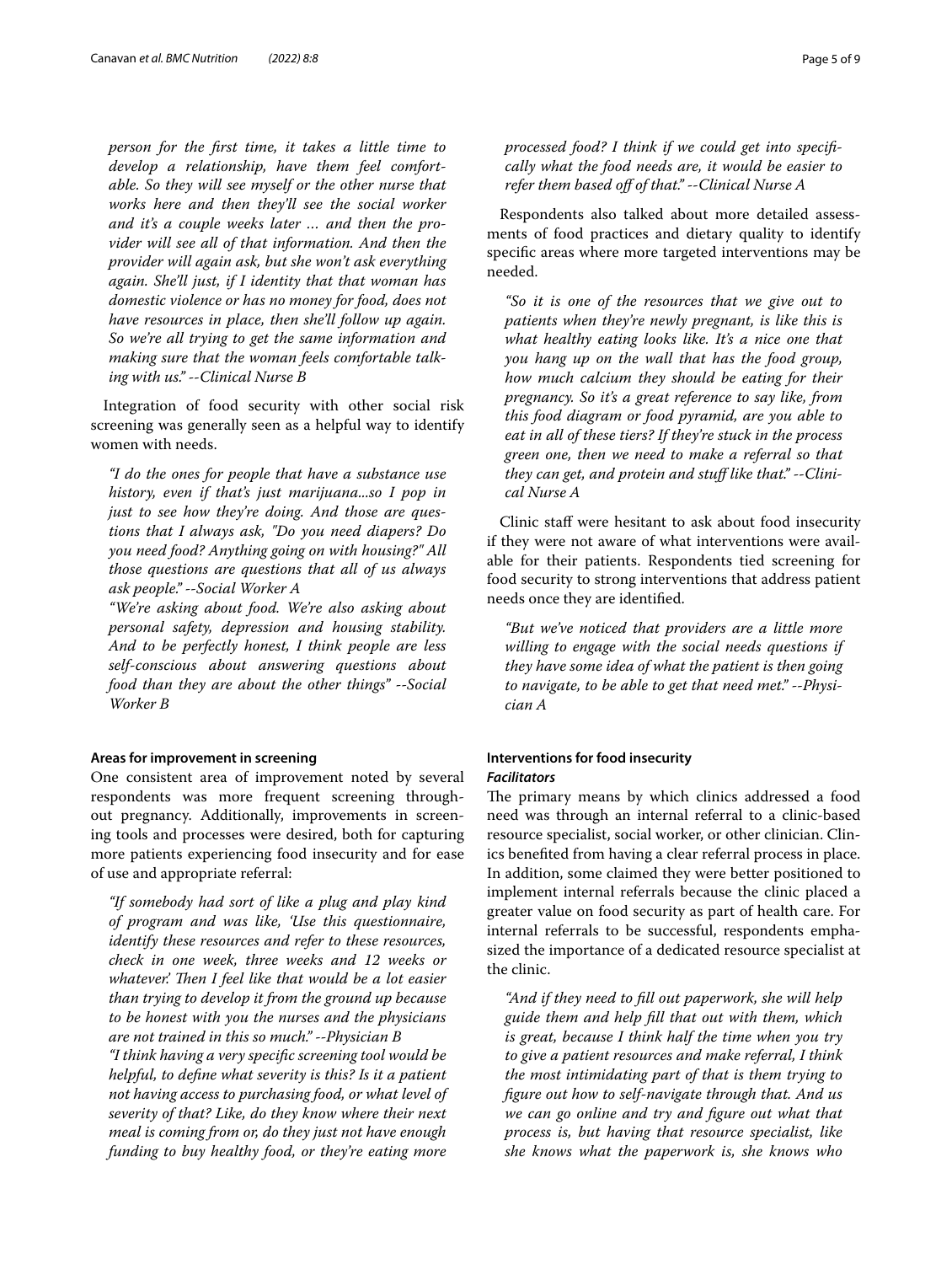*person for the first time, it takes a little time to develop a relationship, have them feel comfortable. So they will see myself or the other nurse that works here and then they'll see the social worker and it's a couple weeks later … and then the provider will see all of that information. And then the provider will again ask, but she won't ask everything again. She'll just, if I identity that that woman has domestic violence or has no money for food, does not have resources in place, then she'll follow up again. So we're all trying to get the same information and making sure that the woman feels comfortable talking with us." --Clinical Nurse B*

Integration of food security with other social risk screening was generally seen as a helpful way to identify women with needs.

> *"I do the ones for people that have a substance use history, even if that's just marijuana...so I pop in just to see how they're doing. And those are questions that I always ask, "Do you need diapers? Do you need food? Anything going on with housing?" All those questions are questions that all of us always ask people." --Social Worker A*
>
> *"We're asking about food. We're also asking about personal safety, depression and housing stability. And to be perfectly honest, I think people are less self-conscious about answering questions about food than they are about the other things" --Social Worker B*

#### Areas for improvement in screening

One consistent area of improvement noted by several respondents was more frequent screening throughout pregnancy. Additionally, improvements in screening tools and processes were desired, both for capturing more patients experiencing food insecurity and for ease of use and appropriate referral:

> *"If somebody had sort of like a plug and play kind of program and was like, 'Use this questionnaire, identify these resources and refer to these resources, check in one week, three weeks and 12 weeks or whatever.' Then I feel like that would be a lot easier than trying to develop it from the ground up because to be honest with you the nurses and the physicians are not trained in this so much." --Physician B*
>
> *"I think having a very specific screening tool would be helpful, to define what severity is this? Is it a patient not having access to purchasing food, or what level of severity of that? Like, do they know where their next meal is coming from or, do they just not have enough funding to buy healthy food, or they're eating more processed food? I think if we could get into specifically what the food needs are, it would be easier to refer them based off of that." --Clinical Nurse A*

Respondents also talked about more detailed assessments of food practices and dietary quality to identify specific areas where more targeted interventions may be needed.

> *"So it is one of the resources that we give out to patients when they're newly pregnant, is like this is what healthy eating looks like. It's a nice one that you hang up on the wall that has the food group, how much calcium they should be eating for their pregnancy. So it's a great reference to say like, from this food diagram or food pyramid, are you able to eat in all of these tiers? If they're stuck in the process green one, then we need to make a referral so that they can get, and protein and stuff like that." --Clinical Nurse A*

Clinic staff were hesitant to ask about food insecurity if they were not aware of what interventions were available for their patients. Respondents tied screening for food security to strong interventions that address patient needs once they are identified.

> *"But we've noticed that providers are a little more willing to engage with the social needs questions if they have some idea of what the patient is then going to navigate, to be able to get that need met." --Physician A*

#### Interventions for food insecurity

##### *Facilitators*

The primary means by which clinics addressed a food need was through an internal referral to a clinic-based resource specialist, social worker, or other clinician. Clinics benefited from having a clear referral process in place. In addition, some claimed they were better positioned to implement internal referrals because the clinic placed a greater value on food security as part of health care. For internal referrals to be successful, respondents emphasized the importance of a dedicated resource specialist at the clinic.

> *"And if they need to fill out paperwork, she will help guide them and help fill that out with them, which is great, because I think half the time when you try to give a patient resources and make referral, I think the most intimidating part of that is them trying to figure out how to self-navigate through that. And us we can go online and try and figure out what that process is, but having that resource specialist, like she knows what the paperwork is, she knows who*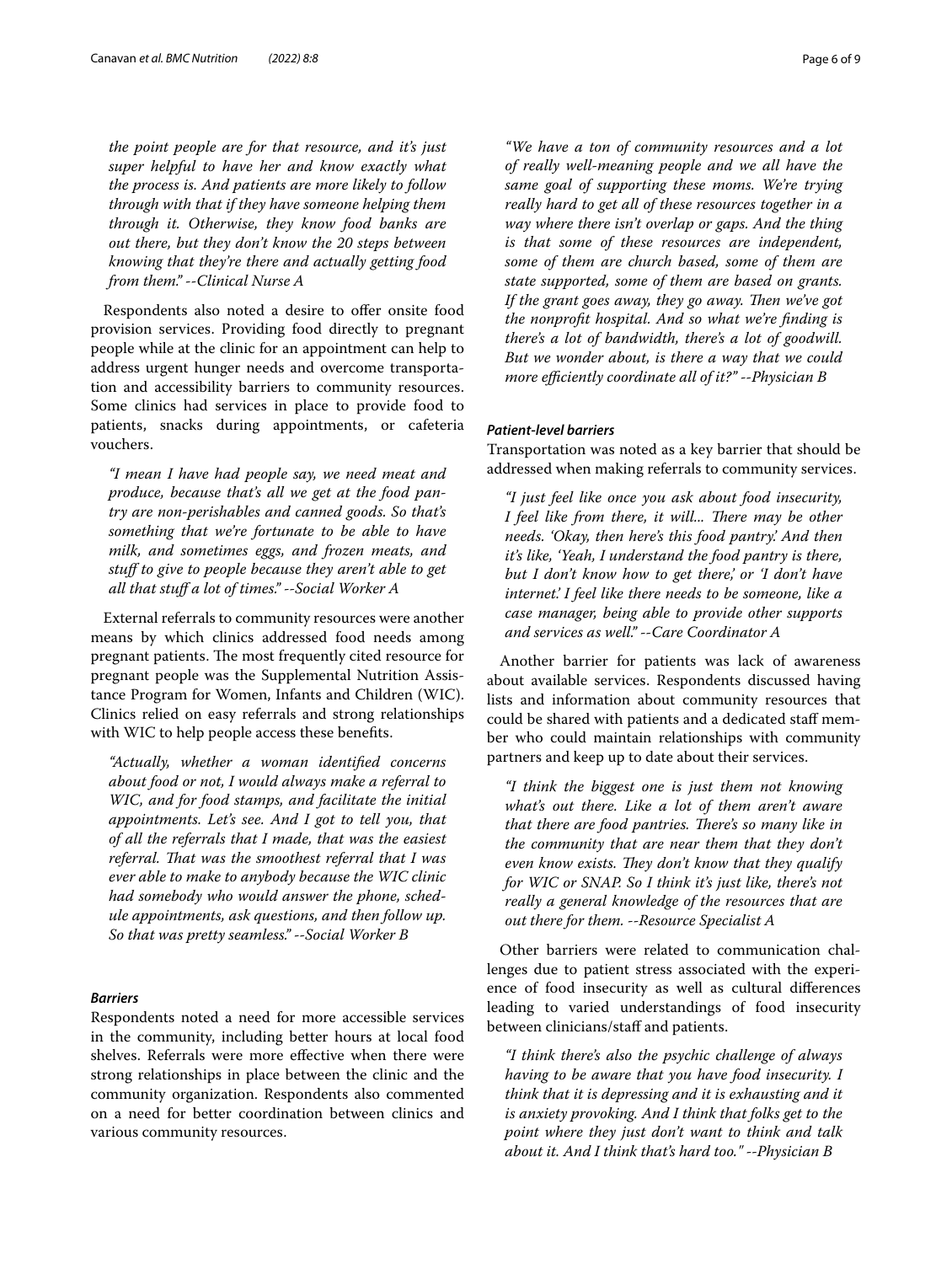*the point people are for that resource, and it's just super helpful to have her and know exactly what the process is. And patients are more likely to follow through with that if they have someone helping them through it. Otherwise, they know food banks are out there, but they don't know the 20 steps between knowing that they're there and actually getting food from them." --Clinical Nurse A*

Respondents also noted a desire to offer onsite food provision services. Providing food directly to pregnant people while at the clinic for an appointment can help to address urgent hunger needs and overcome transportation and accessibility barriers to community resources. Some clinics had services in place to provide food to patients, snacks during appointments, or cafeteria vouchers.

*"I mean I have had people say, we need meat and produce, because that's all we get at the food pantry are non-perishables and canned goods. So that's something that we're fortunate to be able to have milk, and sometimes eggs, and frozen meats, and stuff to give to people because they aren't able to get all that stuff a lot of times." --Social Worker A*

External referrals to community resources were another means by which clinics addressed food needs among pregnant patients. The most frequently cited resource for pregnant people was the Supplemental Nutrition Assistance Program for Women, Infants and Children (WIC). Clinics relied on easy referrals and strong relationships with WIC to help people access these benefits.

*"Actually, whether a woman identified concerns about food or not, I would always make a referral to WIC, and for food stamps, and facilitate the initial appointments. Let's see. And I got to tell you, that of all the referrals that I made, that was the easiest referral. That was the smoothest referral that I was ever able to make to anybody because the WIC clinic had somebody who would answer the phone, schedule appointments, ask questions, and then follow up. So that was pretty seamless." --Social Worker B*

### Barriers

Respondents noted a need for more accessible services in the community, including better hours at local food shelves. Referrals were more effective when there were strong relationships in place between the clinic and the community organization. Respondents also commented on a need for better coordination between clinics and various community resources.

*"We have a ton of community resources and a lot of really well-meaning people and we all have the same goal of supporting these moms. We're trying really hard to get all of these resources together in a way where there isn't overlap or gaps. And the thing is that some of these resources are independent, some of them are church based, some of them are state supported, some of them are based on grants. If the grant goes away, they go away. Then we've got the nonprofit hospital. And so what we're finding is there's a lot of bandwidth, there's a lot of goodwill. But we wonder about, is there a way that we could more efficiently coordinate all of it?" --Physician B*

#### Patient-level barriers

Transportation was noted as a key barrier that should be addressed when making referrals to community services.

*"I just feel like once you ask about food insecurity, I feel like from there, it will... There may be other needs. 'Okay, then here's this food pantry.' And then it's like, 'Yeah, I understand the food pantry is there, but I don't know how to get there,' or 'I don't have internet.' I feel like there needs to be someone, like a case manager, being able to provide other supports and services as well." --Care Coordinator A*

Another barrier for patients was lack of awareness about available services. Respondents discussed having lists and information about community resources that could be shared with patients and a dedicated staff member who could maintain relationships with community partners and keep up to date about their services.

*"I think the biggest one is just them not knowing what's out there. Like a lot of them aren't aware that there are food pantries. There's so many like in the community that are near them that they don't even know exists. They don't know that they qualify for WIC or SNAP. So I think it's just like, there's not really a general knowledge of the resources that are out there for them. --Resource Specialist A*

Other barriers were related to communication challenges due to patient stress associated with the experience of food insecurity as well as cultural differences leading to varied understandings of food insecurity between clinicians/staff and patients.

*"I think there's also the psychic challenge of always having to be aware that you have food insecurity. I think that it is depressing and it is exhausting and it is anxiety provoking. And I think that folks get to the point where they just don't want to think and talk about it. And I think that's hard too." --Physician B*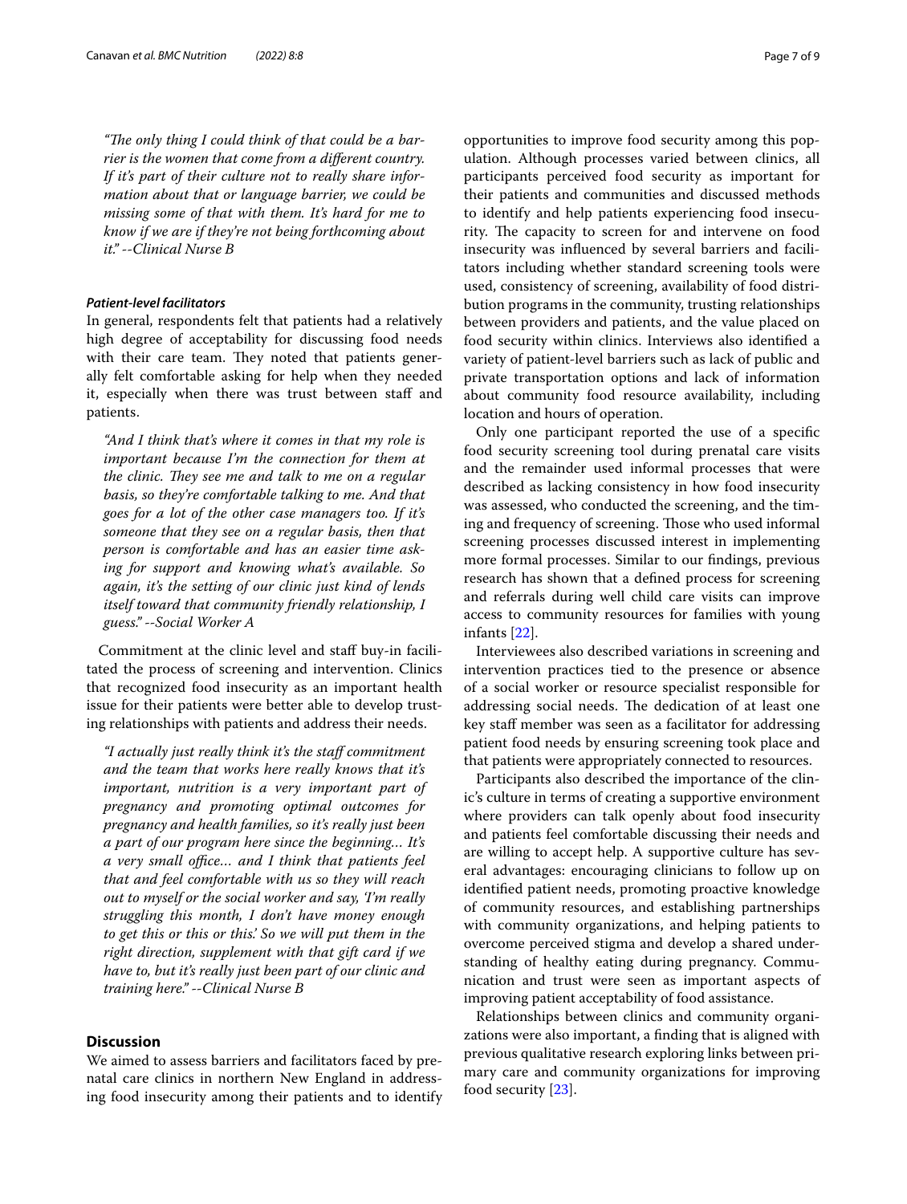*"The only thing I could think of that could be a barrier is the women that come from a different country. If it's part of their culture not to really share information about that or language barrier, we could be missing some of that with them. It's hard for me to know if we are if they're not being forthcoming about it." --Clinical Nurse B*

#### *Patient-level facilitators*

In general, respondents felt that patients had a relatively high degree of acceptability for discussing food needs with their care team. They noted that patients generally felt comfortable asking for help when they needed it, especially when there was trust between staff and patients.

*"And I think that's where it comes in that my role is important because I'm the connection for them at the clinic. They see me and talk to me on a regular basis, so they're comfortable talking to me. And that goes for a lot of the other case managers too. If it's someone that they see on a regular basis, then that person is comfortable and has an easier time asking for support and knowing what's available. So again, it's the setting of our clinic just kind of lends itself toward that community friendly relationship, I guess." --Social Worker A*

Commitment at the clinic level and staff buy-in facilitated the process of screening and intervention. Clinics that recognized food insecurity as an important health issue for their patients were better able to develop trusting relationships with patients and address their needs.

*"I actually just really think it's the staff commitment and the team that works here really knows that it's important, nutrition is a very important part of pregnancy and promoting optimal outcomes for pregnancy and health families, so it's really just been a part of our program here since the beginning… It's a very small office… and I think that patients feel that and feel comfortable with us so they will reach out to myself or the social worker and say, 'I'm really struggling this month, I don't have money enough to get this or this or this.' So we will put them in the right direction, supplement with that gift card if we have to, but it's really just been part of our clinic and training here." --Clinical Nurse B*

## Discussion

We aimed to assess barriers and facilitators faced by prenatal care clinics in northern New England in addressing food insecurity among their patients and to identify opportunities to improve food security among this population. Although processes varied between clinics, all participants perceived food security as important for their patients and communities and discussed methods to identify and help patients experiencing food insecurity. The capacity to screen for and intervene on food insecurity was influenced by several barriers and facilitators including whether standard screening tools were used, consistency of screening, availability of food distribution programs in the community, trusting relationships between providers and patients, and the value placed on food security within clinics. Interviews also identified a variety of patient-level barriers such as lack of public and private transportation options and lack of information about community food resource availability, including location and hours of operation.

Only one participant reported the use of a specific food security screening tool during prenatal care visits and the remainder used informal processes that were described as lacking consistency in how food insecurity was assessed, who conducted the screening, and the timing and frequency of screening. Those who used informal screening processes discussed interest in implementing more formal processes. Similar to our findings, previous research has shown that a defined process for screening and referrals during well child care visits can improve access to community resources for families with young infants [22].

Interviewees also described variations in screening and intervention practices tied to the presence or absence of a social worker or resource specialist responsible for addressing social needs. The dedication of at least one key staff member was seen as a facilitator for addressing patient food needs by ensuring screening took place and that patients were appropriately connected to resources.

Participants also described the importance of the clinic's culture in terms of creating a supportive environment where providers can talk openly about food insecurity and patients feel comfortable discussing their needs and are willing to accept help. A supportive culture has several advantages: encouraging clinicians to follow up on identified patient needs, promoting proactive knowledge of community resources, and establishing partnerships with community organizations, and helping patients to overcome perceived stigma and develop a shared understanding of healthy eating during pregnancy. Communication and trust were seen as important aspects of improving patient acceptability of food assistance.

Relationships between clinics and community organizations were also important, a finding that is aligned with previous qualitative research exploring links between primary care and community organizations for improving food security [23].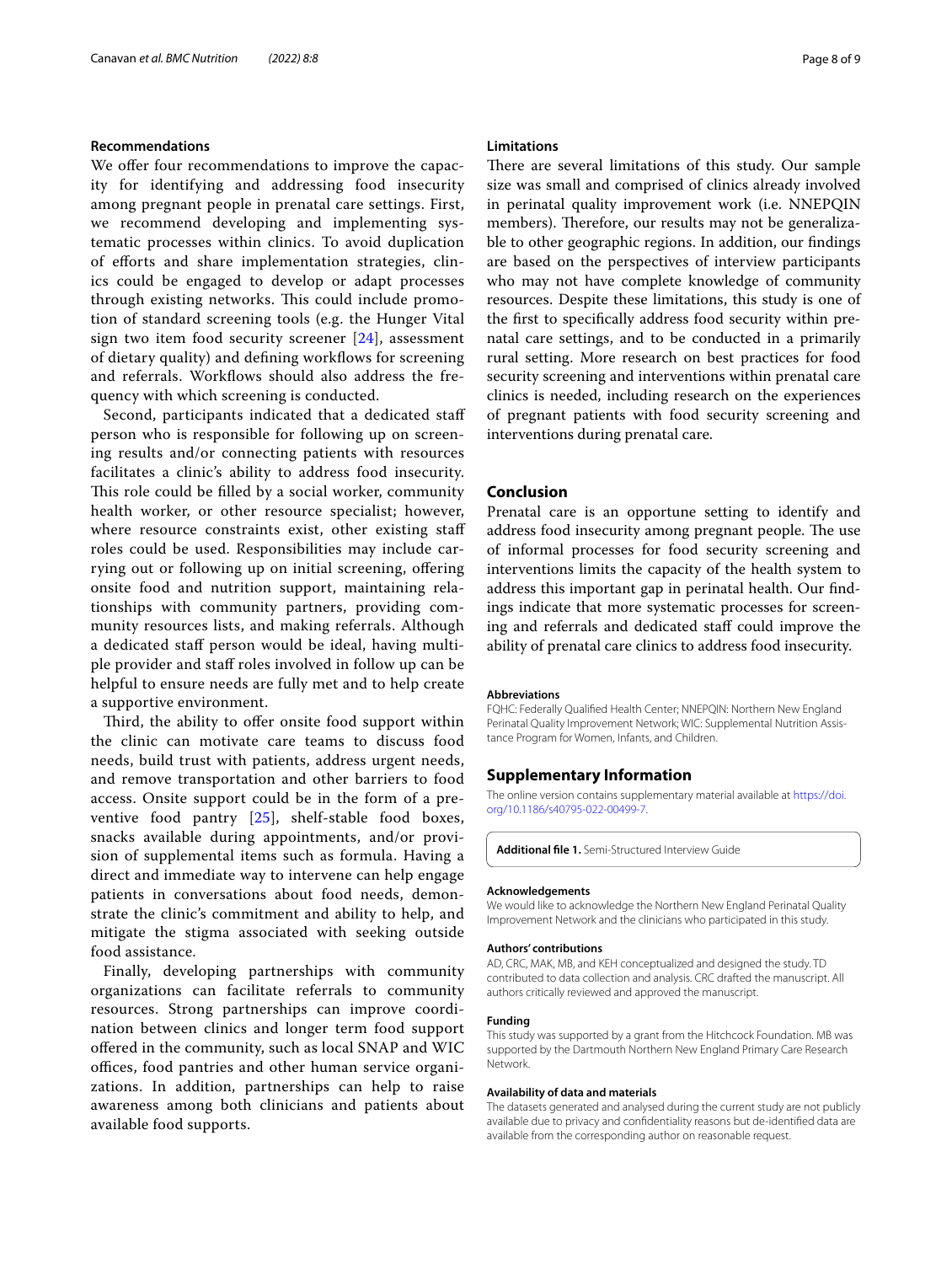### Recommendations

We offer four recommendations to improve the capacity for identifying and addressing food insecurity among pregnant people in prenatal care settings. First, we recommend developing and implementing systematic processes within clinics. To avoid duplication of efforts and share implementation strategies, clinics could be engaged to develop or adapt processes through existing networks. This could include promotion of standard screening tools (e.g. the Hunger Vital sign two item food security screener [24], assessment of dietary quality) and defining workflows for screening and referrals. Workflows should also address the frequency with which screening is conducted.

Second, participants indicated that a dedicated staff person who is responsible for following up on screening results and/or connecting patients with resources facilitates a clinic's ability to address food insecurity. This role could be filled by a social worker, community health worker, or other resource specialist; however, where resource constraints exist, other existing staff roles could be used. Responsibilities may include carrying out or following up on initial screening, offering onsite food and nutrition support, maintaining relationships with community partners, providing community resources lists, and making referrals. Although a dedicated staff person would be ideal, having multiple provider and staff roles involved in follow up can be helpful to ensure needs are fully met and to help create a supportive environment.

Third, the ability to offer onsite food support within the clinic can motivate care teams to discuss food needs, build trust with patients, address urgent needs, and remove transportation and other barriers to food access. Onsite support could be in the form of a preventive food pantry [25], shelf-stable food boxes, snacks available during appointments, and/or provision of supplemental items such as formula. Having a direct and immediate way to intervene can help engage patients in conversations about food needs, demonstrate the clinic's commitment and ability to help, and mitigate the stigma associated with seeking outside food assistance.

Finally, developing partnerships with community organizations can facilitate referrals to community resources. Strong partnerships can improve coordination between clinics and longer term food support offered in the community, such as local SNAP and WIC offices, food pantries and other human service organizations. In addition, partnerships can help to raise awareness among both clinicians and patients about available food supports.

### Limitations

There are several limitations of this study. Our sample size was small and comprised of clinics already involved in perinatal quality improvement work (i.e. NNEPQIN members). Therefore, our results may not be generalizable to other geographic regions. In addition, our findings are based on the perspectives of interview participants who may not have complete knowledge of community resources. Despite these limitations, this study is one of the first to specifically address food security within prenatal care settings, and to be conducted in a primarily rural setting. More research on best practices for food security screening and interventions within prenatal care clinics is needed, including research on the experiences of pregnant patients with food security screening and interventions during prenatal care.

## Conclusion

Prenatal care is an opportune setting to identify and address food insecurity among pregnant people. The use of informal processes for food security screening and interventions limits the capacity of the health system to address this important gap in perinatal health. Our findings indicate that more systematic processes for screening and referrals and dedicated staff could improve the ability of prenatal care clinics to address food insecurity.

#### Abbreviations

FQHC: Federally Qualified Health Center; NNEPQIN: Northern New England Perinatal Quality Improvement Network; WIC: Supplemental Nutrition Assistance Program for Women, Infants, and Children.

## Supplementary Information

The online version contains supplementary material available at https://doi.org/10.1186/s40795-022-00499-7.

**Additional file 1.** Semi-Structured Interview Guide

#### Acknowledgements

We would like to acknowledge the Northern New England Perinatal Quality Improvement Network and the clinicians who participated in this study.

#### Authors' contributions

AD, CRC, MAK, MB, and KEH conceptualized and designed the study. TD contributed to data collection and analysis. CRC drafted the manuscript. All authors critically reviewed and approved the manuscript.

#### Funding

This study was supported by a grant from the Hitchcock Foundation. MB was supported by the Dartmouth Northern New England Primary Care Research Network.

#### Availability of data and materials

The datasets generated and analysed during the current study are not publicly available due to privacy and confidentiality reasons but de-identified data are available from the corresponding author on reasonable request.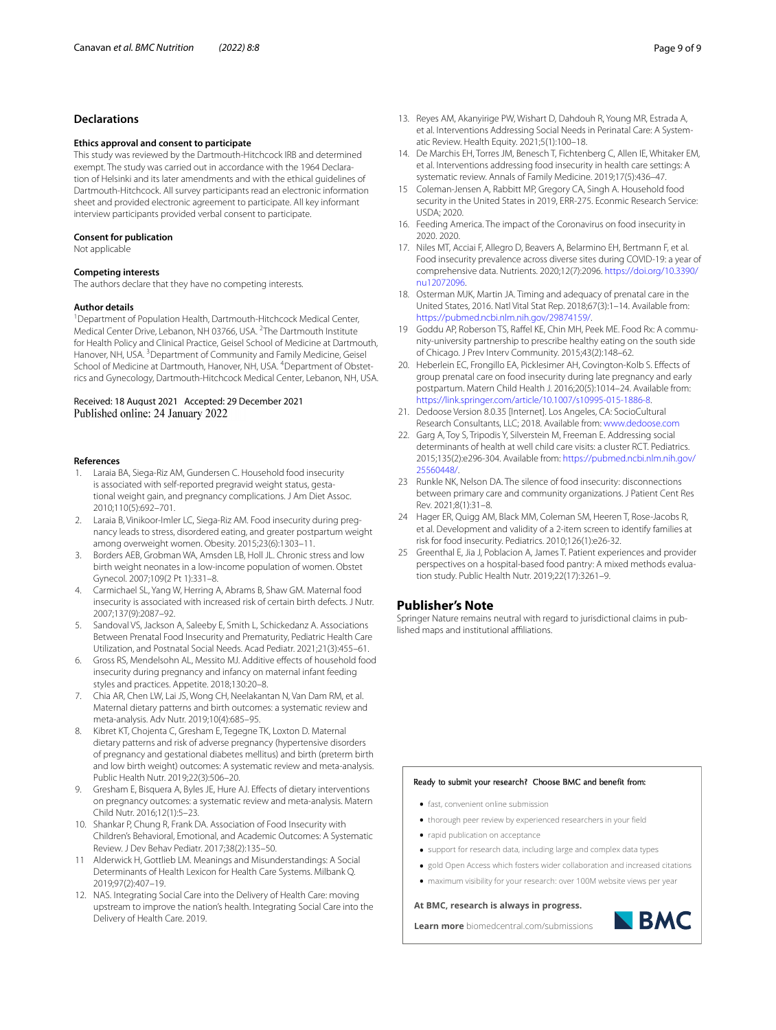## Declarations

### Ethics approval and consent to participate

This study was reviewed by the Dartmouth-Hitchcock IRB and determined exempt. The study was carried out in accordance with the 1964 Declaration of Helsinki and its later amendments and with the ethical guidelines of Dartmouth-Hitchcock. All survey participants read an electronic information sheet and provided electronic agreement to participate. All key informant interview participants provided verbal consent to participate.

### Consent for publication

Not applicable

### Competing interests

The authors declare that they have no competing interests.

### Author details

[1]Department of Population Health, Dartmouth-Hitchcock Medical Center, Medical Center Drive, Lebanon, NH 03766, USA. [2]The Dartmouth Institute for Health Policy and Clinical Practice, Geisel School of Medicine at Dartmouth, Hanover, NH, USA. [3]Department of Community and Family Medicine, Geisel School of Medicine at Dartmouth, Hanover, NH, USA. [4]Department of Obstetrics and Gynecology, Dartmouth-Hitchcock Medical Center, Lebanon, NH, USA.

Received: 18 August 2021 Accepted: 29 December 2021
Published online: 24 January 2022

### References

1. Laraia BA, Siega-Riz AM, Gundersen C. Household food insecurity is associated with self-reported pregravid weight status, gestational weight gain, and pregnancy complications. J Am Diet Assoc. 2010;110(5):692–701.
2. Laraia B, Vinikoor-Imler LC, Siega-Riz AM. Food insecurity during pregnancy leads to stress, disordered eating, and greater postpartum weight among overweight women. Obesity. 2015;23(6):1303–11.
3. Borders AEB, Grobman WA, Amsden LB, Holl JL. Chronic stress and low birth weight neonates in a low-income population of women. Obstet Gynecol. 2007;109(2 Pt 1):331–8.
4. Carmichael SL, Yang W, Herring A, Abrams B, Shaw GM. Maternal food insecurity is associated with increased risk of certain birth defects. J Nutr. 2007;137(9):2087–92.
5. Sandoval VS, Jackson A, Saleeby E, Smith L, Schickedanz A. Associations Between Prenatal Food Insecurity and Prematurity, Pediatric Health Care Utilization, and Postnatal Social Needs. Acad Pediatr. 2021;21(3):455–61.
6. Gross RS, Mendelsohn AL, Messito MJ. Additive effects of household food insecurity during pregnancy and infancy on maternal infant feeding styles and practices. Appetite. 2018;130:20–8.
7. Chia AR, Chen LW, Lai JS, Wong CH, Neelakantan N, Van Dam RM, et al. Maternal dietary patterns and birth outcomes: a systematic review and meta-analysis. Adv Nutr. 2019;10(4):685–95.
8. Kibret KT, Chojenta C, Gresham E, Tegegne TK, Loxton D. Maternal dietary patterns and risk of adverse pregnancy (hypertensive disorders of pregnancy and gestational diabetes mellitus) and birth (preterm birth and low birth weight) outcomes: A systematic review and meta-analysis. Public Health Nutr. 2019;22(3):506–20.
9. Gresham E, Bisquera A, Byles JE, Hure AJ. Effects of dietary interventions on pregnancy outcomes: a systematic review and meta-analysis. Matern Child Nutr. 2016;12(1):5–23.
10. Shankar P, Chung R, Frank DA. Association of Food Insecurity with Children's Behavioral, Emotional, and Academic Outcomes: A Systematic Review. J Dev Behav Pediatr. 2017;38(2):135–50.
11. Alderwick H, Gottlieb LM. Meanings and Misunderstandings: A Social Determinants of Health Lexicon for Health Care Systems. Milbank Q. 2019;97(2):407–19.
12. NAS. Integrating Social Care into the Delivery of Health Care: moving upstream to improve the nation's health. Integrating Social Care into the Delivery of Health Care. 2019.
13. Reyes AM, Akanyirige PW, Wishart D, Dahdouh R, Young MR, Estrada A, et al. Interventions Addressing Social Needs in Perinatal Care: A Systematic Review. Health Equity. 2021;5(1):100–18.
14. De Marchis EH, Torres JM, Benesch T, Fichtenberg C, Allen IE, Whitaker EM, et al. Interventions addressing food insecurity in health care settings: A systematic review. Annals of Family Medicine. 2019;17(5):436–47.
15. Coleman-Jensen A, Rabbitt MP, Gregory CA, Singh A. Household food security in the United States in 2019, ERR-275. Econmic Research Service: USDA; 2020.
16. Feeding America. The impact of the Coronavirus on food insecurity in 2020. 2020.
17. Niles MT, Acciai F, Allegro D, Beavers A, Belarmino EH, Bertmann F, et al. Food insecurity prevalence across diverse sites during COVID-19: a year of comprehensive data. Nutrients. 2020;12(7):2096. https://doi.org/10.3390/nu12072096.
18. Osterman MJK, Martin JA. Timing and adequacy of prenatal care in the United States, 2016. Natl Vital Stat Rep. 2018;67(3):1–14. Available from: https://pubmed.ncbi.nlm.nih.gov/29874159/.
19. Goddu AP, Roberson TS, Raffel KE, Chin MH, Peek ME. Food Rx: A community-university partnership to prescribe healthy eating on the south side of Chicago. J Prev Interv Community. 2015;43(2):148–62.
20. Heberlein EC, Frongillo EA, Picklesimer AH, Covington-Kolb S. Effects of group prenatal care on food insecurity during late pregnancy and early postpartum. Matern Child Health J. 2016;20(5):1014–24. Available from: https://link.springer.com/article/10.1007/s10995-015-1886-8.
21. Dedoose Version 8.0.35 [Internet]. Los Angeles, CA: SocioCultural Research Consultants, LLC; 2018. Available from: www.dedoose.com
22. Garg A, Toy S, Tripodis Y, Silverstein M, Freeman E. Addressing social determinants of health at well child care visits: a cluster RCT. Pediatrics. 2015;135(2):e296-304. Available from: https://pubmed.ncbi.nlm.nih.gov/25560448/.
23. Runkle NK, Nelson DA. The silence of food insecurity: disconnections between primary care and community organizations. J Patient Cent Res Rev. 2021;8(1):31–8.
24. Hager ER, Quigg AM, Black MM, Coleman SM, Heeren T, Rose-Jacobs R, et al. Development and validity of a 2-item screen to identify families at risk for food insecurity. Pediatrics. 2010;126(1):e26-32.
25. Greenthal E, Jia J, Poblacion A, James T. Patient experiences and provider perspectives on a hospital-based food pantry: A mixed methods evaluation study. Public Health Nutr. 2019;22(17):3261–9.

## Publisher's Note

Springer Nature remains neutral with regard to jurisdictional claims in published maps and institutional affiliations.

Ready to submit your research? Choose BMC and benefit from:

- fast, convenient online submission
- thorough peer review by experienced researchers in your field
- rapid publication on acceptance
- support for research data, including large and complex data types
- gold Open Access which fosters wider collaboration and increased citations
- maximum visibility for your research: over 100M website views per year

**At BMC, research is always in progress.**

**Learn more** biomedcentral.com/submissions